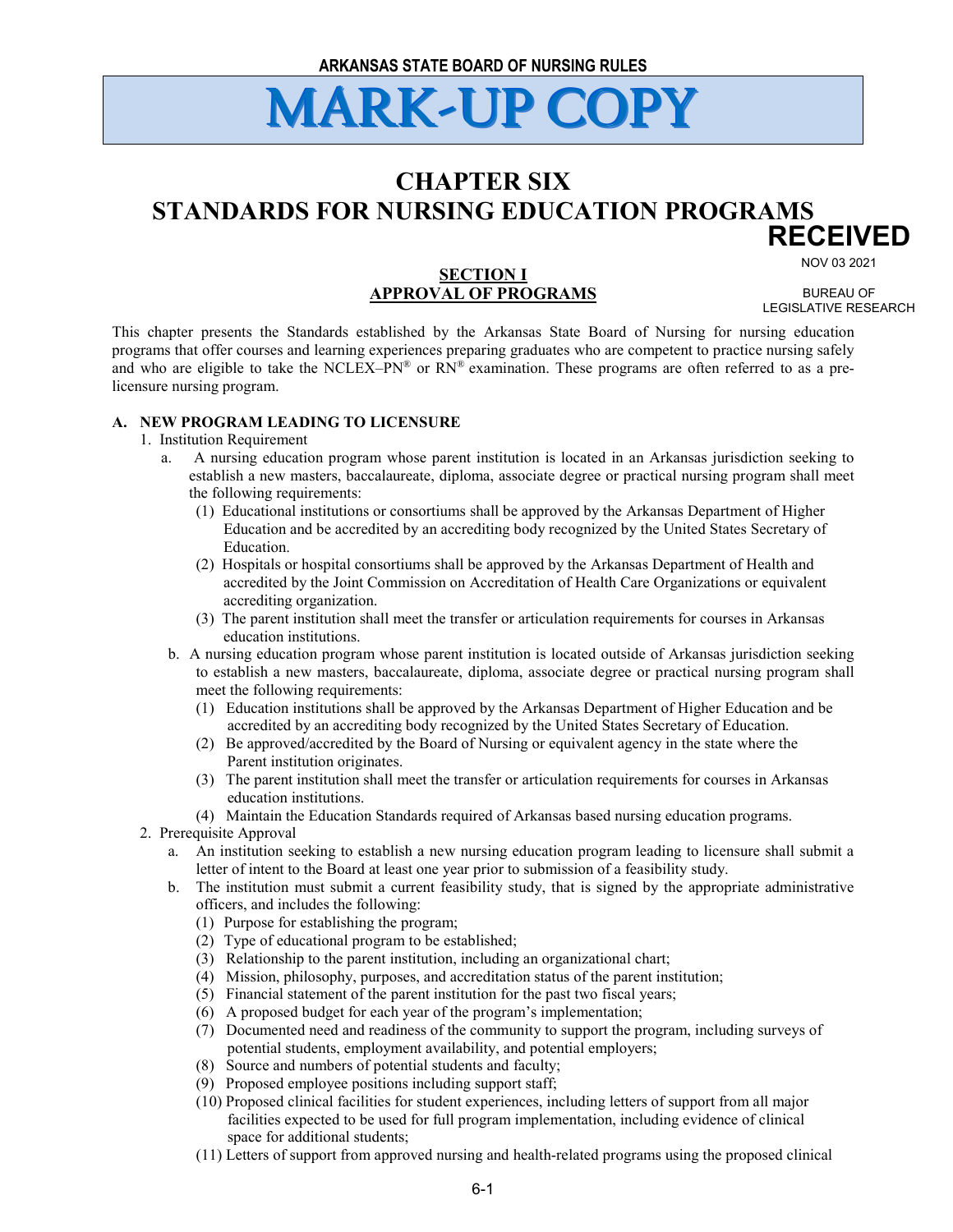ARKANSAS STATE BOARD OF NURSING RULES

# MARK-UP COPY

# CHAPTER SIX
# STANDARDS FOR NURSING EDUCATION PROGRAMS

RECEIVED
NOV 03 2021
BUREAU OF LEGISLATIVE RESEARCH

## SECTION I
## APPROVAL OF PROGRAMS

This chapter presents the Standards established by the Arkansas State Board of Nursing for nursing education programs that offer courses and learning experiences preparing graduates who are competent to practice nursing safely and who are eligible to take the NCLEX–PN® or RN® examination. These programs are often referred to as a pre-licensure nursing program.

**A. NEW PROGRAM LEADING TO LICENSURE**

1. Institution Requirement
   a. A nursing education program whose parent institution is located in an Arkansas jurisdiction seeking to establish a new masters, baccalaureate, diploma, associate degree or practical nursing program shall meet the following requirements:
      (1) Educational institutions or consortiums shall be approved by the Arkansas Department of Higher Education and be accredited by an accrediting body recognized by the United States Secretary of Education.
      (2) Hospitals or hospital consortiums shall be approved by the Arkansas Department of Health and accredited by the Joint Commission on Accreditation of Health Care Organizations or equivalent accrediting organization.
      (3) The parent institution shall meet the transfer or articulation requirements for courses in Arkansas education institutions.
   b. A nursing education program whose parent institution is located outside of Arkansas jurisdiction seeking to establish a new masters, baccalaureate, diploma, associate degree or practical nursing program shall meet the following requirements:
      (1) Education institutions shall be approved by the Arkansas Department of Higher Education and be accredited by an accrediting body recognized by the United States Secretary of Education.
      (2) Be approved/accredited by the Board of Nursing or equivalent agency in the state where the Parent institution originates.
      (3) The parent institution shall meet the transfer or articulation requirements for courses in Arkansas education institutions.
      (4) Maintain the Education Standards required of Arkansas based nursing education programs.
2. Prerequisite Approval
   a. An institution seeking to establish a new nursing education program leading to licensure shall submit a letter of intent to the Board at least one year prior to submission of a feasibility study.
   b. The institution must submit a current feasibility study, that is signed by the appropriate administrative officers, and includes the following:
      (1) Purpose for establishing the program;
      (2) Type of educational program to be established;
      (3) Relationship to the parent institution, including an organizational chart;
      (4) Mission, philosophy, purposes, and accreditation status of the parent institution;
      (5) Financial statement of the parent institution for the past two fiscal years;
      (6) A proposed budget for each year of the program's implementation;
      (7) Documented need and readiness of the community to support the program, including surveys of potential students, employment availability, and potential employers;
      (8) Source and numbers of potential students and faculty;
      (9) Proposed employee positions including support staff;
      (10) Proposed clinical facilities for student experiences, including letters of support from all major facilities expected to be used for full program implementation, including evidence of clinical space for additional students;
      (11) Letters of support from approved nursing and health-related programs using the proposed clinical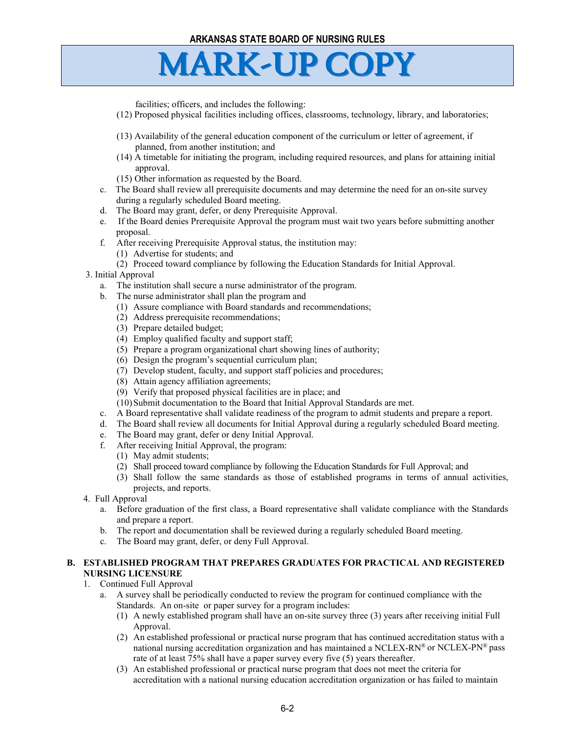facilities; officers, and includes the following:

(12) Proposed physical facilities including offices, classrooms, technology, library, and laboratories;

(13) Availability of the general education component of the curriculum or letter of agreement, if planned, from another institution; and

(14) A timetable for initiating the program, including required resources, and plans for attaining initial approval.

(15) Other information as requested by the Board.

c. The Board shall review all prerequisite documents and may determine the need for an on-site survey during a regularly scheduled Board meeting.

d. The Board may grant, defer, or deny Prerequisite Approval.

e. If the Board denies Prerequisite Approval the program must wait two years before submitting another proposal.

f. After receiving Prerequisite Approval status, the institution may:

   (1) Advertise for students; and
   
   (2) Proceed toward compliance by following the Education Standards for Initial Approval.

3. Initial Approval

   a. The institution shall secure a nurse administrator of the program.
   
   b. The nurse administrator shall plan the program and
   
      (1) Assure compliance with Board standards and recommendations;
      
      (2) Address prerequisite recommendations;
      
      (3) Prepare detailed budget;
      
      (4) Employ qualified faculty and support staff;
      
      (5) Prepare a program organizational chart showing lines of authority;
      
      (6) Design the program's sequential curriculum plan;
      
      (7) Develop student, faculty, and support staff policies and procedures;
      
      (8) Attain agency affiliation agreements;
      
      (9) Verify that proposed physical facilities are in place; and
      
      (10) Submit documentation to the Board that Initial Approval Standards are met.
      
   c. A Board representative shall validate readiness of the program to admit students and prepare a report.
   
   d. The Board shall review all documents for Initial Approval during a regularly scheduled Board meeting.
   
   e. The Board may grant, defer or deny Initial Approval.
   
   f. After receiving Initial Approval, the program:
   
      (1) May admit students;
      
      (2) Shall proceed toward compliance by following the Education Standards for Full Approval; and
      
      (3) Shall follow the same standards as those of established programs in terms of annual activities, projects, and reports.

4. Full Approval

   a. Before graduation of the first class, a Board representative shall validate compliance with the Standards and prepare a report.
   
   b. The report and documentation shall be reviewed during a regularly scheduled Board meeting.
   
   c. The Board may grant, defer, or deny Full Approval.

**B. ESTABLISHED PROGRAM THAT PREPARES GRADUATES FOR PRACTICAL AND REGISTERED NURSING LICENSURE**

1. Continued Full Approval

   a. A survey shall be periodically conducted to review the program for continued compliance with the Standards. An on-site or paper survey for a program includes:
   
      (1) A newly established program shall have an on-site survey three (3) years after receiving initial Full Approval.
      
      (2) An established professional or practical nurse program that has continued accreditation status with a national nursing accreditation organization and has maintained a NCLEX-RN® or NCLEX-PN® pass rate of at least 75% shall have a paper survey every five (5) years thereafter.
      
      (3) An established professional or practical nurse program that does not meet the criteria for accreditation with a national nursing education accreditation organization or has failed to maintain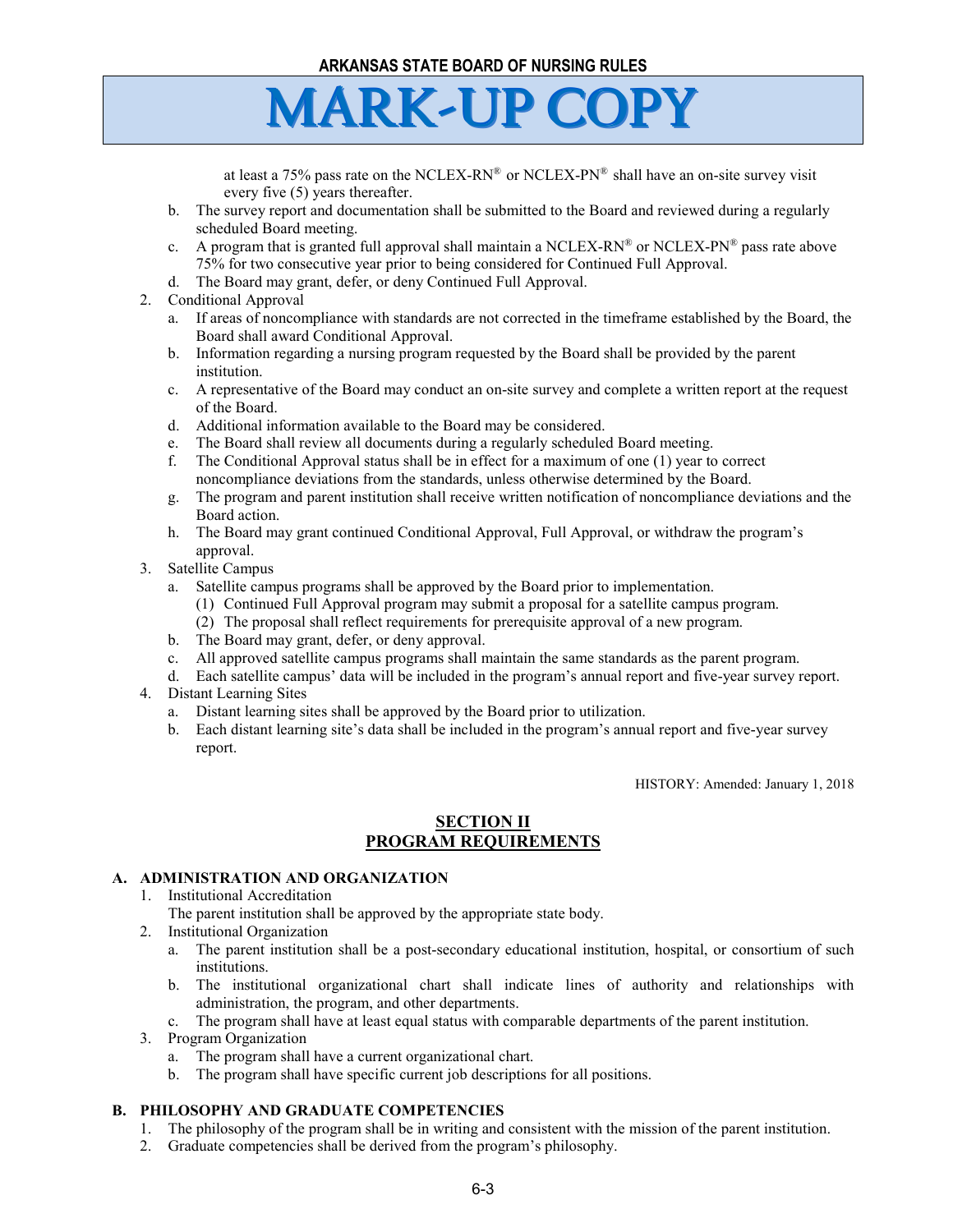at least a 75% pass rate on the NCLEX-RN® or NCLEX-PN® shall have an on-site survey visit every five (5) years thereafter.

b. The survey report and documentation shall be submitted to the Board and reviewed during a regularly scheduled Board meeting.
c. A program that is granted full approval shall maintain a NCLEX-RN® or NCLEX-PN® pass rate above 75% for two consecutive year prior to being considered for Continued Full Approval.
d. The Board may grant, defer, or deny Continued Full Approval.

2. Conditional Approval
   a. If areas of noncompliance with standards are not corrected in the timeframe established by the Board, the Board shall award Conditional Approval.
   b. Information regarding a nursing program requested by the Board shall be provided by the parent institution.
   c. A representative of the Board may conduct an on-site survey and complete a written report at the request of the Board.
   d. Additional information available to the Board may be considered.
   e. The Board shall review all documents during a regularly scheduled Board meeting.
   f. The Conditional Approval status shall be in effect for a maximum of one (1) year to correct noncompliance deviations from the standards, unless otherwise determined by the Board.
   g. The program and parent institution shall receive written notification of noncompliance deviations and the Board action.
   h. The Board may grant continued Conditional Approval, Full Approval, or withdraw the program's approval.
3. Satellite Campus
   a. Satellite campus programs shall be approved by the Board prior to implementation.
      (1) Continued Full Approval program may submit a proposal for a satellite campus program.
      (2) The proposal shall reflect requirements for prerequisite approval of a new program.
   b. The Board may grant, defer, or deny approval.
   c. All approved satellite campus programs shall maintain the same standards as the parent program.
   d. Each satellite campus' data will be included in the program's annual report and five-year survey report.
4. Distant Learning Sites
   a. Distant learning sites shall be approved by the Board prior to utilization.
   b. Each distant learning site's data shall be included in the program's annual report and five-year survey report.

HISTORY: Amended: January 1, 2018

## SECTION II
## PROGRAM REQUIREMENTS

### A. ADMINISTRATION AND ORGANIZATION

1. Institutional Accreditation
   The parent institution shall be approved by the appropriate state body.
2. Institutional Organization
   a. The parent institution shall be a post-secondary educational institution, hospital, or consortium of such institutions.
   b. The institutional organizational chart shall indicate lines of authority and relationships with administration, the program, and other departments.
   c. The program shall have at least equal status with comparable departments of the parent institution.
3. Program Organization
   a. The program shall have a current organizational chart.
   b. The program shall have specific current job descriptions for all positions.

### B. PHILOSOPHY AND GRADUATE COMPETENCIES

1. The philosophy of the program shall be in writing and consistent with the mission of the parent institution.
2. Graduate competencies shall be derived from the program's philosophy.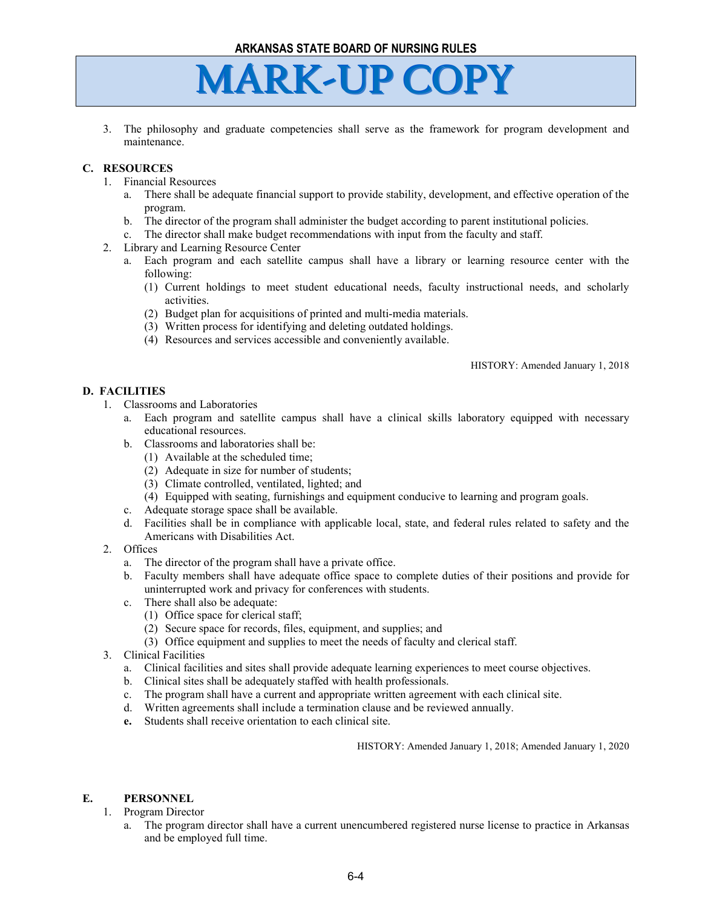3. The philosophy and graduate competencies shall serve as the framework for program development and maintenance.

### C. RESOURCES

1. Financial Resources
   a. There shall be adequate financial support to provide stability, development, and effective operation of the program.
   b. The director of the program shall administer the budget according to parent institutional policies.
   c. The director shall make budget recommendations with input from the faculty and staff.
2. Library and Learning Resource Center
   a. Each program and each satellite campus shall have a library or learning resource center with the following:
      (1) Current holdings to meet student educational needs, faculty instructional needs, and scholarly activities.
      (2) Budget plan for acquisitions of printed and multi-media materials.
      (3) Written process for identifying and deleting outdated holdings.
      (4) Resources and services accessible and conveniently available.

HISTORY: Amended January 1, 2018

### D. FACILITIES

1. Classrooms and Laboratories
   a. Each program and satellite campus shall have a clinical skills laboratory equipped with necessary educational resources.
   b. Classrooms and laboratories shall be:
      (1) Available at the scheduled time;
      (2) Adequate in size for number of students;
      (3) Climate controlled, ventilated, lighted; and
      (4) Equipped with seating, furnishings and equipment conducive to learning and program goals.
   c. Adequate storage space shall be available.
   d. Facilities shall be in compliance with applicable local, state, and federal rules related to safety and the Americans with Disabilities Act.
2. Offices
   a. The director of the program shall have a private office.
   b. Faculty members shall have adequate office space to complete duties of their positions and provide for uninterrupted work and privacy for conferences with students.
   c. There shall also be adequate:
      (1) Office space for clerical staff;
      (2) Secure space for records, files, equipment, and supplies; and
      (3) Office equipment and supplies to meet the needs of faculty and clerical staff.
3. Clinical Facilities
   a. Clinical facilities and sites shall provide adequate learning experiences to meet course objectives.
   b. Clinical sites shall be adequately staffed with health professionals.
   c. The program shall have a current and appropriate written agreement with each clinical site.
   d. Written agreements shall include a termination clause and be reviewed annually.
   **e.** Students shall receive orientation to each clinical site.

HISTORY: Amended January 1, 2018; Amended January 1, 2020

### E. PERSONNEL

1. Program Director
   a. The program director shall have a current unencumbered registered nurse license to practice in Arkansas and be employed full time.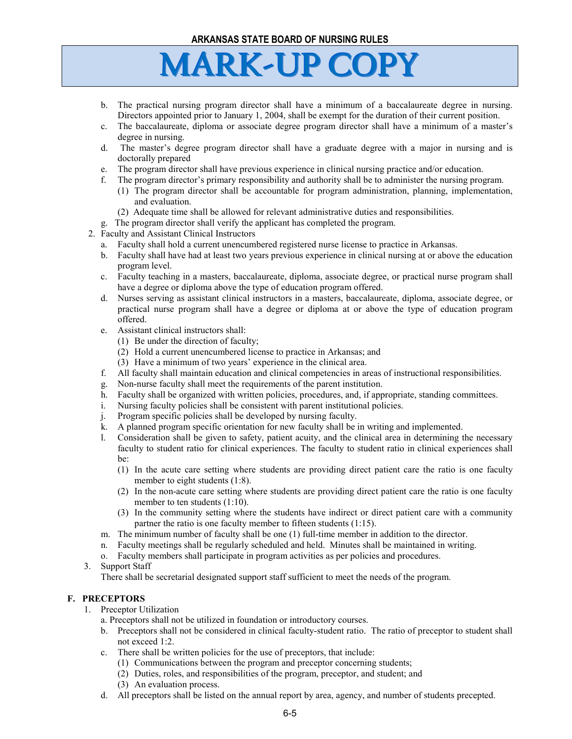b. The practical nursing program director shall have a minimum of a baccalaureate degree in nursing. Directors appointed prior to January 1, 2004, shall be exempt for the duration of their current position.

c. The baccalaureate, diploma or associate degree program director shall have a minimum of a master's degree in nursing.

d. The master's degree program director shall have a graduate degree with a major in nursing and is doctorally prepared

e. The program director shall have previous experience in clinical nursing practice and/or education.

f. The program director's primary responsibility and authority shall be to administer the nursing program.

   (1) The program director shall be accountable for program administration, planning, implementation, and evaluation.

   (2) Adequate time shall be allowed for relevant administrative duties and responsibilities.

g. The program director shall verify the applicant has completed the program.

2. Faculty and Assistant Clinical Instructors

   a. Faculty shall hold a current unencumbered registered nurse license to practice in Arkansas.

   b. Faculty shall have had at least two years previous experience in clinical nursing at or above the education program level.

   c. Faculty teaching in a masters, baccalaureate, diploma, associate degree, or practical nurse program shall have a degree or diploma above the type of education program offered.

   d. Nurses serving as assistant clinical instructors in a masters, baccalaureate, diploma, associate degree, or practical nurse program shall have a degree or diploma at or above the type of education program offered.

   e. Assistant clinical instructors shall:

      (1) Be under the direction of faculty;

      (2) Hold a current unencumbered license to practice in Arkansas; and

      (3) Have a minimum of two years' experience in the clinical area.

   f. All faculty shall maintain education and clinical competencies in areas of instructional responsibilities.

   g. Non-nurse faculty shall meet the requirements of the parent institution.

   h. Faculty shall be organized with written policies, procedures, and, if appropriate, standing committees.

   i. Nursing faculty policies shall be consistent with parent institutional policies.

   j. Program specific policies shall be developed by nursing faculty.

   k. A planned program specific orientation for new faculty shall be in writing and implemented.

   l. Consideration shall be given to safety, patient acuity, and the clinical area in determining the necessary faculty to student ratio for clinical experiences. The faculty to student ratio in clinical experiences shall be:

      (1) In the acute care setting where students are providing direct patient care the ratio is one faculty member to eight students (1:8).

      (2) In the non-acute care setting where students are providing direct patient care the ratio is one faculty member to ten students (1:10).

      (3) In the community setting where the students have indirect or direct patient care with a community partner the ratio is one faculty member to fifteen students (1:15).

   m. The minimum number of faculty shall be one (1) full-time member in addition to the director.

   n. Faculty meetings shall be regularly scheduled and held. Minutes shall be maintained in writing.

   o. Faculty members shall participate in program activities as per policies and procedures.

3. Support Staff

   There shall be secretarial designated support staff sufficient to meet the needs of the program.

## F. PRECEPTORS

1. Preceptor Utilization

   a. Preceptors shall not be utilized in foundation or introductory courses.

   b. Preceptors shall not be considered in clinical faculty-student ratio. The ratio of preceptor to student shall not exceed 1:2.

   c. There shall be written policies for the use of preceptors, that include:

      (1) Communications between the program and preceptor concerning students;

      (2) Duties, roles, and responsibilities of the program, preceptor, and student; and

      (3) An evaluation process.

   d. All preceptors shall be listed on the annual report by area, agency, and number of students precepted.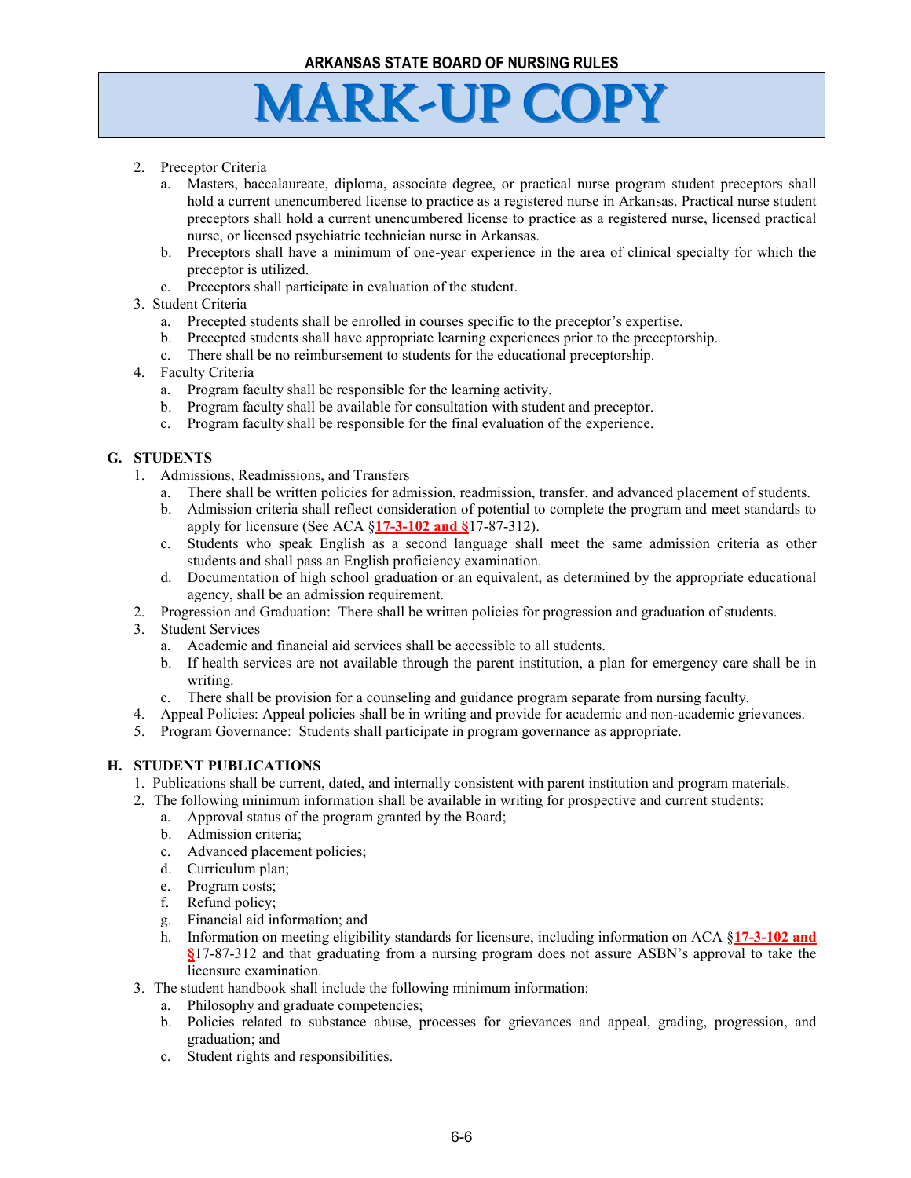2. Preceptor Criteria
   a. Masters, baccalaureate, diploma, associate degree, or practical nurse program student preceptors shall hold a current unencumbered license to practice as a registered nurse in Arkansas. Practical nurse student preceptors shall hold a current unencumbered license to practice as a registered nurse, licensed practical nurse, or licensed psychiatric technician nurse in Arkansas.
   b. Preceptors shall have a minimum of one-year experience in the area of clinical specialty for which the preceptor is utilized.
   c. Preceptors shall participate in evaluation of the student.
3. Student Criteria
   a. Precepted students shall be enrolled in courses specific to the preceptor's expertise.
   b. Precepted students shall have appropriate learning experiences prior to the preceptorship.
   c. There shall be no reimbursement to students for the educational preceptorship.
4. Faculty Criteria
   a. Program faculty shall be responsible for the learning activity.
   b. Program faculty shall be available for consultation with student and preceptor.
   c. Program faculty shall be responsible for the final evaluation of the experience.

## G. STUDENTS

1. Admissions, Readmissions, and Transfers
   a. There shall be written policies for admission, readmission, transfer, and advanced placement of students.
   b. Admission criteria shall reflect consideration of potential to complete the program and meet standards to apply for licensure (See ACA §**17-3-102 and §**17-87-312).
   c. Students who speak English as a second language shall meet the same admission criteria as other students and shall pass an English proficiency examination.
   d. Documentation of high school graduation or an equivalent, as determined by the appropriate educational agency, shall be an admission requirement.
2. Progression and Graduation: There shall be written policies for progression and graduation of students.
3. Student Services
   a. Academic and financial aid services shall be accessible to all students.
   b. If health services are not available through the parent institution, a plan for emergency care shall be in writing.
   c. There shall be provision for a counseling and guidance program separate from nursing faculty.
4. Appeal Policies: Appeal policies shall be in writing and provide for academic and non-academic grievances.
5. Program Governance: Students shall participate in program governance as appropriate.

## H. STUDENT PUBLICATIONS

1. Publications shall be current, dated, and internally consistent with parent institution and program materials.
2. The following minimum information shall be available in writing for prospective and current students:
   a. Approval status of the program granted by the Board;
   b. Admission criteria;
   c. Advanced placement policies;
   d. Curriculum plan;
   e. Program costs;
   f. Refund policy;
   g. Financial aid information; and
   h. Information on meeting eligibility standards for licensure, including information on ACA §**17-3-102 and §**17-87-312 and that graduating from a nursing program does not assure ASBN's approval to take the licensure examination.
3. The student handbook shall include the following minimum information:
   a. Philosophy and graduate competencies;
   b. Policies related to substance abuse, processes for grievances and appeal, grading, progression, and graduation; and
   c. Student rights and responsibilities.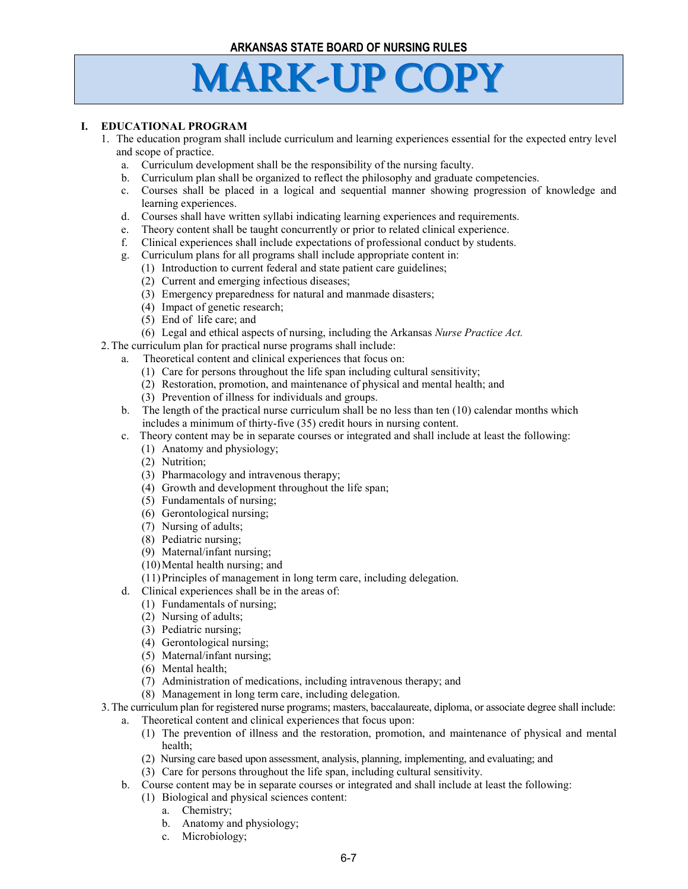## I. EDUCATIONAL PROGRAM

1. The education program shall include curriculum and learning experiences essential for the expected entry level and scope of practice.
   a. Curriculum development shall be the responsibility of the nursing faculty.
   b. Curriculum plan shall be organized to reflect the philosophy and graduate competencies.
   c. Courses shall be placed in a logical and sequential manner showing progression of knowledge and learning experiences.
   d. Courses shall have written syllabi indicating learning experiences and requirements.
   e. Theory content shall be taught concurrently or prior to related clinical experience.
   f. Clinical experiences shall include expectations of professional conduct by students.
   g. Curriculum plans for all programs shall include appropriate content in:
      (1) Introduction to current federal and state patient care guidelines;
      (2) Current and emerging infectious diseases;
      (3) Emergency preparedness for natural and manmade disasters;
      (4) Impact of genetic research;
      (5) End of life care; and
      (6) Legal and ethical aspects of nursing, including the Arkansas *Nurse Practice Act.*
2. The curriculum plan for practical nurse programs shall include:
   a. Theoretical content and clinical experiences that focus on:
      (1) Care for persons throughout the life span including cultural sensitivity;
      (2) Restoration, promotion, and maintenance of physical and mental health; and
      (3) Prevention of illness for individuals and groups.
   b. The length of the practical nurse curriculum shall be no less than ten (10) calendar months which includes a minimum of thirty-five (35) credit hours in nursing content.
   c. Theory content may be in separate courses or integrated and shall include at least the following:
      (1) Anatomy and physiology;
      (2) Nutrition;
      (3) Pharmacology and intravenous therapy;
      (4) Growth and development throughout the life span;
      (5) Fundamentals of nursing;
      (6) Gerontological nursing;
      (7) Nursing of adults;
      (8) Pediatric nursing;
      (9) Maternal/infant nursing;
      (10) Mental health nursing; and
      (11) Principles of management in long term care, including delegation.
   d. Clinical experiences shall be in the areas of:
      (1) Fundamentals of nursing;
      (2) Nursing of adults;
      (3) Pediatric nursing;
      (4) Gerontological nursing;
      (5) Maternal/infant nursing;
      (6) Mental health;
      (7) Administration of medications, including intravenous therapy; and
      (8) Management in long term care, including delegation.
3. The curriculum plan for registered nurse programs; masters, baccalaureate, diploma, or associate degree shall include:
   a. Theoretical content and clinical experiences that focus upon:
      (1) The prevention of illness and the restoration, promotion, and maintenance of physical and mental health;
      (2) Nursing care based upon assessment, analysis, planning, implementing, and evaluating; and
      (3) Care for persons throughout the life span, including cultural sensitivity.
   b. Course content may be in separate courses or integrated and shall include at least the following:
      (1) Biological and physical sciences content:
         a. Chemistry;
         b. Anatomy and physiology;
         c. Microbiology;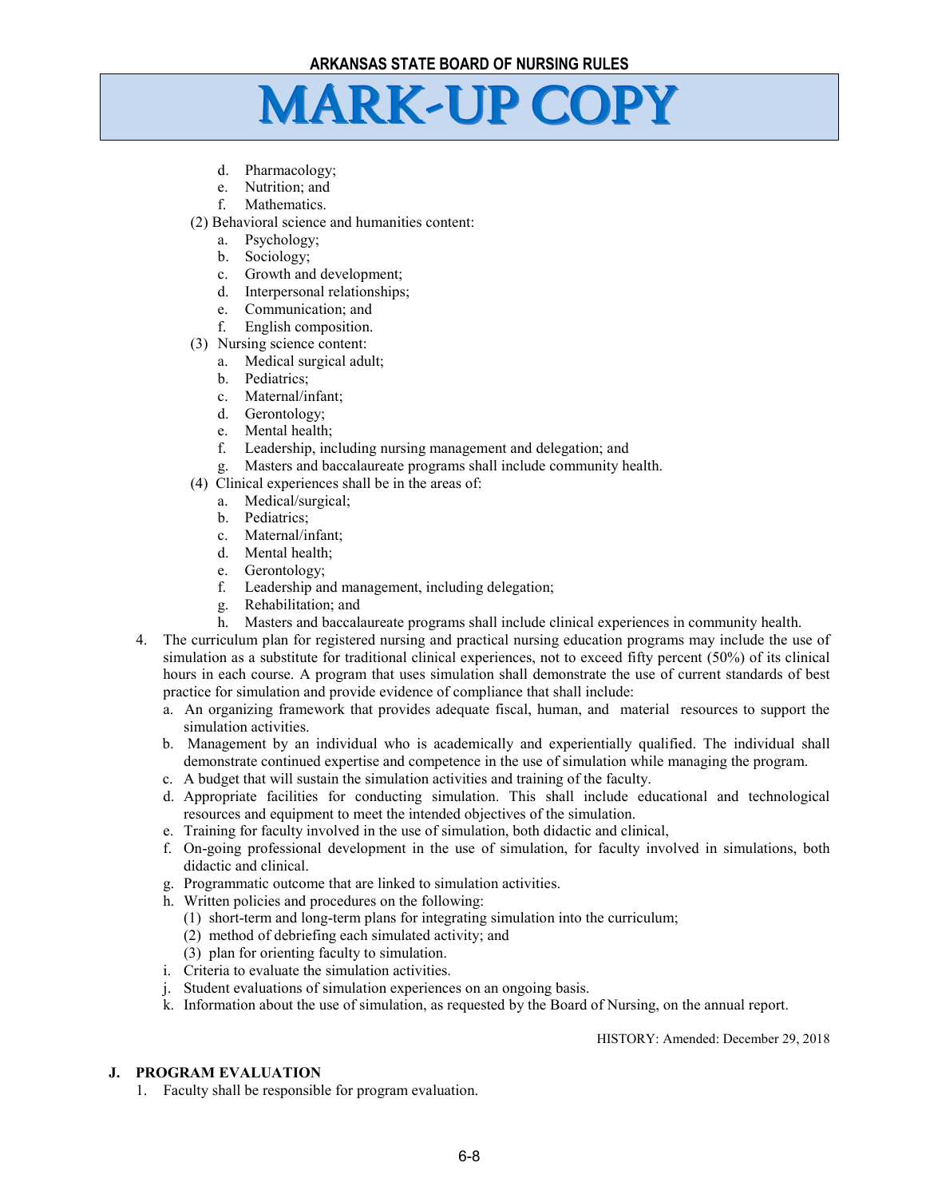d. Pharmacology;
e. Nutrition; and
f. Mathematics.

(2) Behavioral science and humanities content:
   a. Psychology;
   b. Sociology;
   c. Growth and development;
   d. Interpersonal relationships;
   e. Communication; and
   f. English composition.

(3) Nursing science content:
   a. Medical surgical adult;
   b. Pediatrics;
   c. Maternal/infant;
   d. Gerontology;
   e. Mental health;
   f. Leadership, including nursing management and delegation; and
   g. Masters and baccalaureate programs shall include community health.

(4) Clinical experiences shall be in the areas of:
   a. Medical/surgical;
   b. Pediatrics;
   c. Maternal/infant;
   d. Mental health;
   e. Gerontology;
   f. Leadership and management, including delegation;
   g. Rehabilitation; and
   h. Masters and baccalaureate programs shall include clinical experiences in community health.

4. The curriculum plan for registered nursing and practical nursing education programs may include the use of simulation as a substitute for traditional clinical experiences, not to exceed fifty percent (50%) of its clinical hours in each course. A program that uses simulation shall demonstrate the use of current standards of best practice for simulation and provide evidence of compliance that shall include:
   a. An organizing framework that provides adequate fiscal, human, and material resources to support the simulation activities.
   b. Management by an individual who is academically and experientially qualified. The individual shall demonstrate continued expertise and competence in the use of simulation while managing the program.
   c. A budget that will sustain the simulation activities and training of the faculty.
   d. Appropriate facilities for conducting simulation. This shall include educational and technological resources and equipment to meet the intended objectives of the simulation.
   e. Training for faculty involved in the use of simulation, both didactic and clinical,
   f. On-going professional development in the use of simulation, for faculty involved in simulations, both didactic and clinical.
   g. Programmatic outcome that are linked to simulation activities.
   h. Written policies and procedures on the following:
      (1) short-term and long-term plans for integrating simulation into the curriculum;
      (2) method of debriefing each simulated activity; and
      (3) plan for orienting faculty to simulation.
   i. Criteria to evaluate the simulation activities.
   j. Student evaluations of simulation experiences on an ongoing basis.
   k. Information about the use of simulation, as requested by the Board of Nursing, on the annual report.

HISTORY: Amended: December 29, 2018

**J. PROGRAM EVALUATION**

1. Faculty shall be responsible for program evaluation.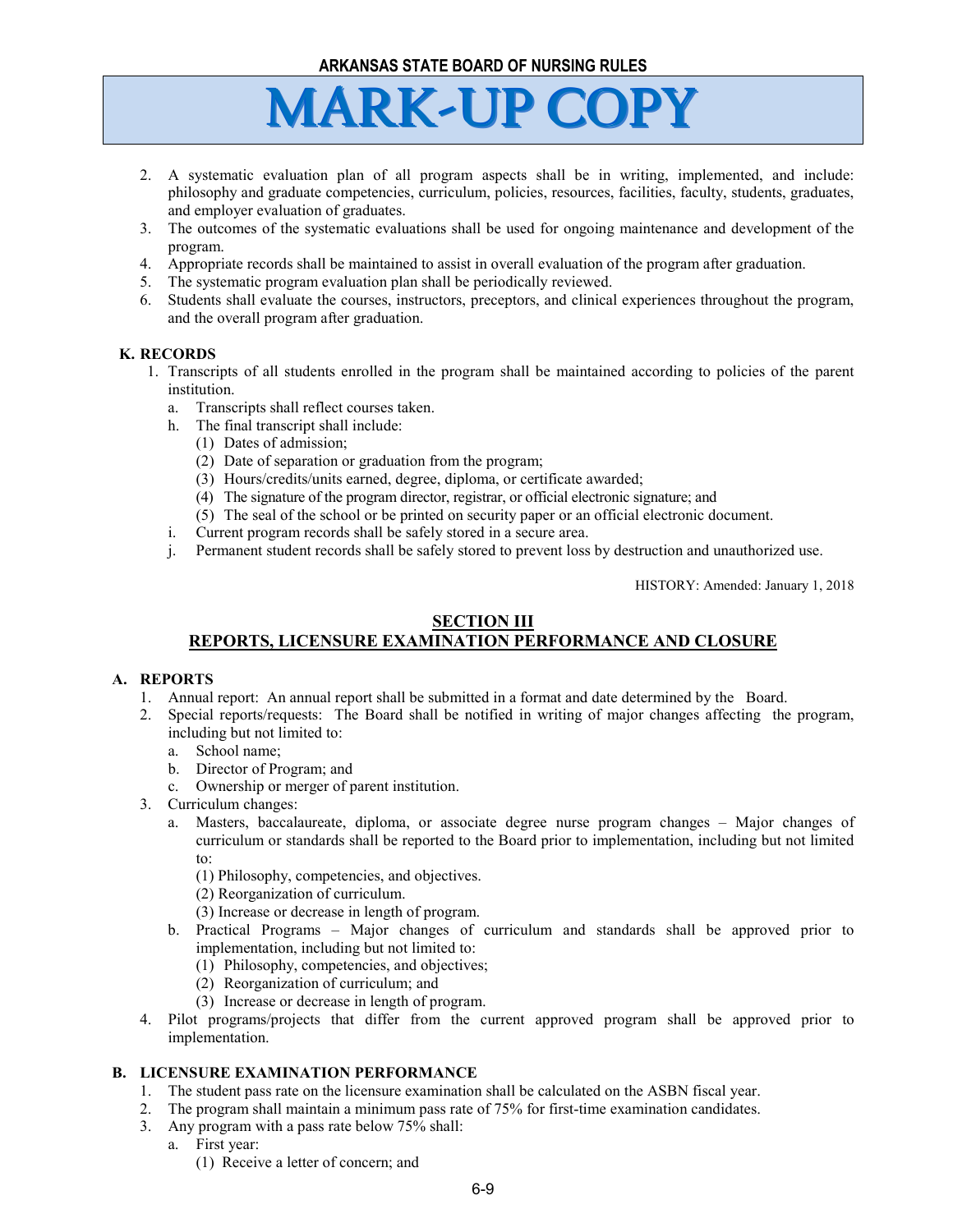# MARK-UP COPY

2. A systematic evaluation plan of all program aspects shall be in writing, implemented, and include: philosophy and graduate competencies, curriculum, policies, resources, facilities, faculty, students, graduates, and employer evaluation of graduates.
3. The outcomes of the systematic evaluations shall be used for ongoing maintenance and development of the program.
4. Appropriate records shall be maintained to assist in overall evaluation of the program after graduation.
5. The systematic program evaluation plan shall be periodically reviewed.
6. Students shall evaluate the courses, instructors, preceptors, and clinical experiences throughout the program, and the overall program after graduation.

**K. RECORDS**

1. Transcripts of all students enrolled in the program shall be maintained according to policies of the parent institution.
   a. Transcripts shall reflect courses taken.
   h. The final transcript shall include:
      (1) Dates of admission;
      (2) Date of separation or graduation from the program;
      (3) Hours/credits/units earned, degree, diploma, or certificate awarded;
      (4) The signature of the program director, registrar, or official electronic signature; and
      (5) The seal of the school or be printed on security paper or an official electronic document.
   i. Current program records shall be safely stored in a secure area.
   j. Permanent student records shall be safely stored to prevent loss by destruction and unauthorized use.

HISTORY: Amended: January 1, 2018

## SECTION III
## REPORTS, LICENSURE EXAMINATION PERFORMANCE AND CLOSURE

**A. REPORTS**

1. Annual report: An annual report shall be submitted in a format and date determined by the Board.
2. Special reports/requests: The Board shall be notified in writing of major changes affecting the program, including but not limited to:
   a. School name;
   b. Director of Program; and
   c. Ownership or merger of parent institution.
3. Curriculum changes:
   a. Masters, baccalaureate, diploma, or associate degree nurse program changes – Major changes of curriculum or standards shall be reported to the Board prior to implementation, including but not limited to:
      (1) Philosophy, competencies, and objectives.
      (2) Reorganization of curriculum.
      (3) Increase or decrease in length of program.
   b. Practical Programs – Major changes of curriculum and standards shall be approved prior to implementation, including but not limited to:
      (1) Philosophy, competencies, and objectives;
      (2) Reorganization of curriculum; and
      (3) Increase or decrease in length of program.
4. Pilot programs/projects that differ from the current approved program shall be approved prior to implementation.

**B. LICENSURE EXAMINATION PERFORMANCE**

1. The student pass rate on the licensure examination shall be calculated on the ASBN fiscal year.
2. The program shall maintain a minimum pass rate of 75% for first-time examination candidates.
3. Any program with a pass rate below 75% shall:
   a. First year:
      (1) Receive a letter of concern; and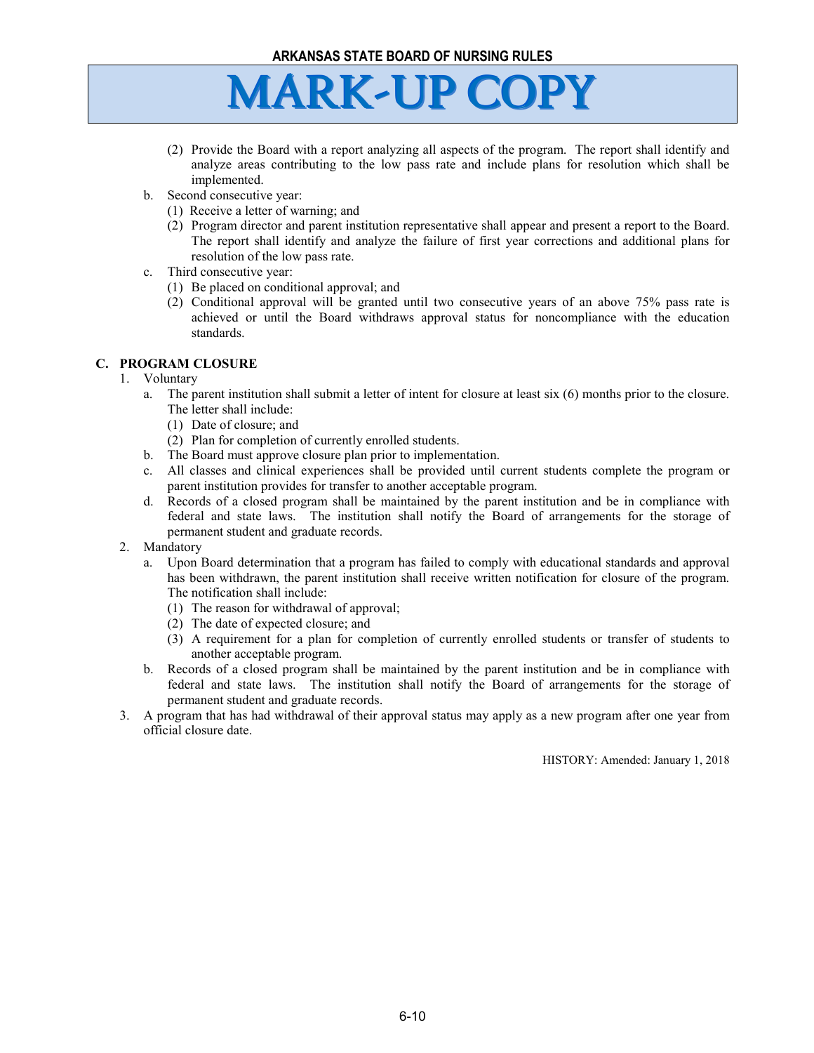(2) Provide the Board with a report analyzing all aspects of the program. The report shall identify and analyze areas contributing to the low pass rate and include plans for resolution which shall be implemented.

b. Second consecutive year:
   (1) Receive a letter of warning; and
   (2) Program director and parent institution representative shall appear and present a report to the Board. The report shall identify and analyze the failure of first year corrections and additional plans for resolution of the low pass rate.

c. Third consecutive year:
   (1) Be placed on conditional approval; and
   (2) Conditional approval will be granted until two consecutive years of an above 75% pass rate is achieved or until the Board withdraws approval status for noncompliance with the education standards.

## C. PROGRAM CLOSURE

1. Voluntary
   a. The parent institution shall submit a letter of intent for closure at least six (6) months prior to the closure. The letter shall include:
      (1) Date of closure; and
      (2) Plan for completion of currently enrolled students.
   b. The Board must approve closure plan prior to implementation.
   c. All classes and clinical experiences shall be provided until current students complete the program or parent institution provides for transfer to another acceptable program.
   d. Records of a closed program shall be maintained by the parent institution and be in compliance with federal and state laws. The institution shall notify the Board of arrangements for the storage of permanent student and graduate records.
2. Mandatory
   a. Upon Board determination that a program has failed to comply with educational standards and approval has been withdrawn, the parent institution shall receive written notification for closure of the program. The notification shall include:
      (1) The reason for withdrawal of approval;
      (2) The date of expected closure; and
      (3) A requirement for a plan for completion of currently enrolled students or transfer of students to another acceptable program.
   b. Records of a closed program shall be maintained by the parent institution and be in compliance with federal and state laws. The institution shall notify the Board of arrangements for the storage of permanent student and graduate records.
3. A program that has had withdrawal of their approval status may apply as a new program after one year from official closure date.

HISTORY: Amended: January 1, 2018